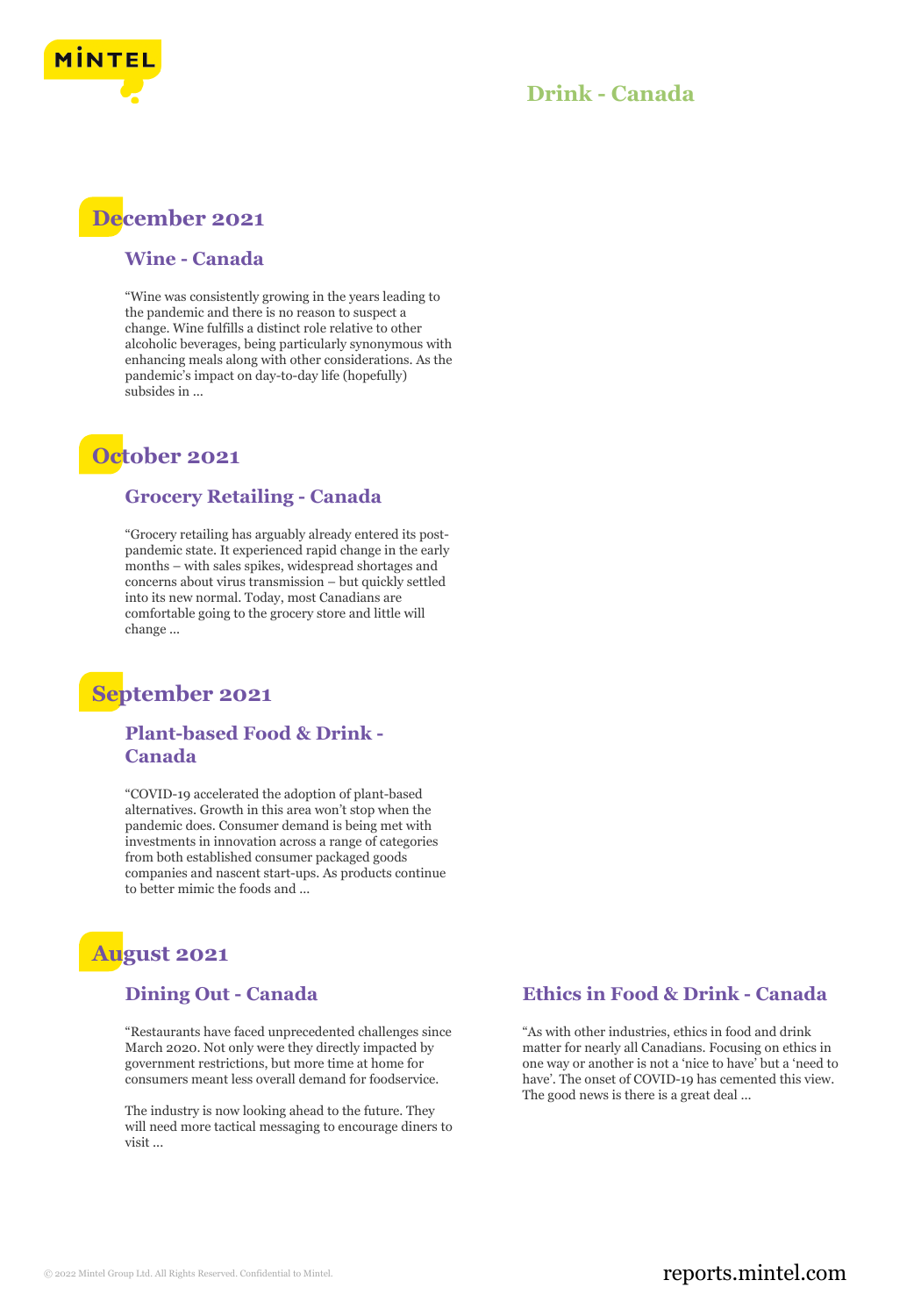# Drink - Canada

## December 2021

### Wine - Canada

"Wine was consistently growing in the years leading to the pandemic and there is no reason to suspect a change. Wine fulfills a distinct role relative to other alcoholic beverages, being particularly synonymous with enhancing meals along with other considerations. As the pandemic's impact on day-to-day life (hopefully) subsides in ...

## October 2021

### Grocery Retailing - Canada

"Grocery retailing has arguably already entered its post-pandemic state. It experienced rapid change in the early months – with sales spikes, widespread shortages and concerns about virus transmission – but quickly settled into its new normal. Today, most Canadians are comfortable going to the grocery store and little will change ...

## September 2021

### Plant-based Food & Drink - Canada

"COVID-19 accelerated the adoption of plant-based alternatives. Growth in this area won't stop when the pandemic does. Consumer demand is being met with investments in innovation across a range of categories from both established consumer packaged goods companies and nascent start-ups. As products continue to better mimic the foods and ...

## August 2021

### Dining Out - Canada

"Restaurants have faced unprecedented challenges since March 2020. Not only were they directly impacted by government restrictions, but more time at home for consumers meant less overall demand for foodservice.

The industry is now looking ahead to the future. They will need more tactical messaging to encourage diners to visit ...

### Ethics in Food & Drink - Canada

"As with other industries, ethics in food and drink matter for nearly all Canadians. Focusing on ethics in one way or another is not a 'nice to have' but a 'need to have'. The onset of COVID-19 has cemented this view. The good news is there is a great deal ...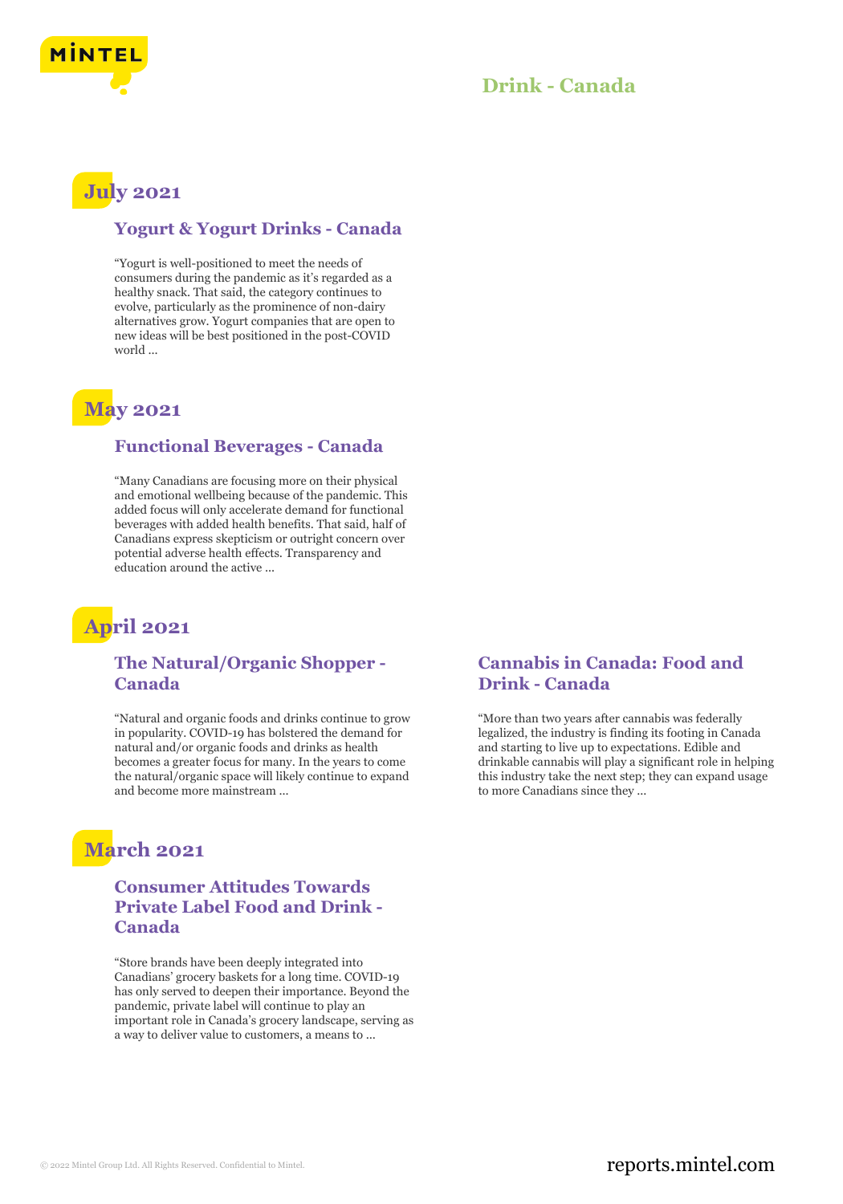# Drink - Canada

## July 2021

### Yogurt & Yogurt Drinks - Canada

"Yogurt is well-positioned to meet the needs of consumers during the pandemic as it's regarded as a healthy snack. That said, the category continues to evolve, particularly as the prominence of non-dairy alternatives grow. Yogurt companies that are open to new ideas will be best positioned in the post-COVID world ...

## May 2021

### Functional Beverages - Canada

"Many Canadians are focusing more on their physical and emotional wellbeing because of the pandemic. This added focus will only accelerate demand for functional beverages with added health benefits. That said, half of Canadians express skepticism or outright concern over potential adverse health effects. Transparency and education around the active ...

## April 2021

### The Natural/Organic Shopper - Canada

"Natural and organic foods and drinks continue to grow in popularity. COVID-19 has bolstered the demand for natural and/or organic foods and drinks as health becomes a greater focus for many. In the years to come the natural/organic space will likely continue to expand and become more mainstream ...

### Cannabis in Canada: Food and Drink - Canada

"More than two years after cannabis was federally legalized, the industry is finding its footing in Canada and starting to live up to expectations. Edible and drinkable cannabis will play a significant role in helping this industry take the next step; they can expand usage to more Canadians since they ...

## March 2021

### Consumer Attitudes Towards Private Label Food and Drink - Canada

"Store brands have been deeply integrated into Canadians' grocery baskets for a long time. COVID-19 has only served to deepen their importance. Beyond the pandemic, private label will continue to play an important role in Canada's grocery landscape, serving as a way to deliver value to customers, a means to ...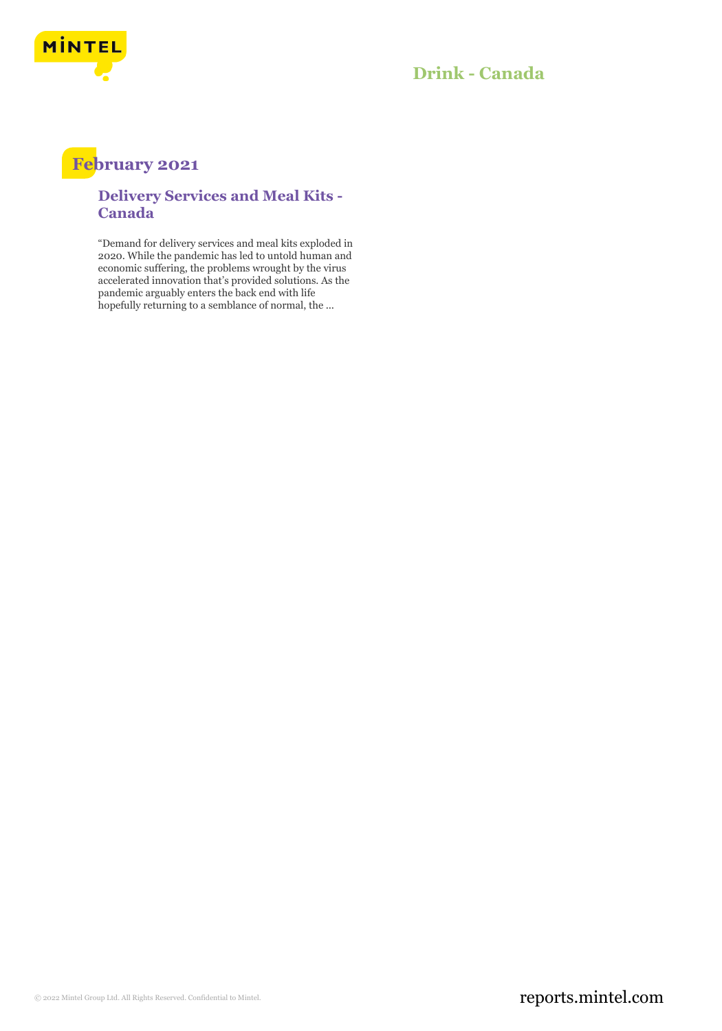# Drink - Canada

## February 2021

### Delivery Services and Meal Kits - Canada

"Demand for delivery services and meal kits exploded in 2020. While the pandemic has led to untold human and economic suffering, the problems wrought by the virus accelerated innovation that's provided solutions. As the pandemic arguably enters the back end with life hopefully returning to a semblance of normal, the ...